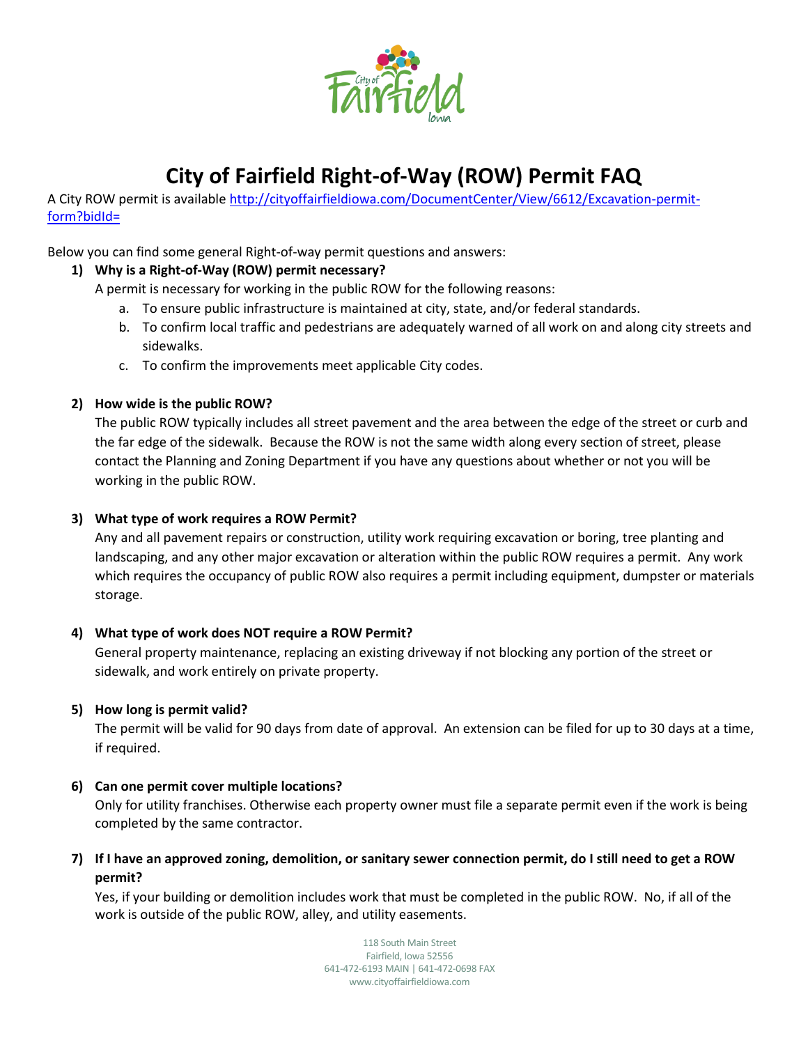# City of Fairfield Right-of-Way (ROW) Permit FAQ

A City ROW permit is available http://cityoffairfieldiowa.com/DocumentCenter/View/6612/Excavation-permit-form?bidId=

Below you can find some general Right-of-way permit questions and answers:

1) **Why is a Right-of-Way (ROW) permit necessary?**

   A permit is necessary for working in the public ROW for the following reasons:

   a. To ensure public infrastructure is maintained at city, state, and/or federal standards.
   b. To confirm local traffic and pedestrians are adequately warned of all work on and along city streets and sidewalks.
   c. To confirm the improvements meet applicable City codes.

2) **How wide is the public ROW?**

   The public ROW typically includes all street pavement and the area between the edge of the street or curb and the far edge of the sidewalk. Because the ROW is not the same width along every section of street, please contact the Planning and Zoning Department if you have any questions about whether or not you will be working in the public ROW.

3) **What type of work requires a ROW Permit?**

   Any and all pavement repairs or construction, utility work requiring excavation or boring, tree planting and landscaping, and any other major excavation or alteration within the public ROW requires a permit. Any work which requires the occupancy of public ROW also requires a permit including equipment, dumpster or materials storage.

4) **What type of work does NOT require a ROW Permit?**

   General property maintenance, replacing an existing driveway if not blocking any portion of the street or sidewalk, and work entirely on private property.

5) **How long is permit valid?**

   The permit will be valid for 90 days from date of approval. An extension can be filed for up to 30 days at a time, if required.

6) **Can one permit cover multiple locations?**

   Only for utility franchises. Otherwise each property owner must file a separate permit even if the work is being completed by the same contractor.

7) **If I have an approved zoning, demolition, or sanitary sewer connection permit, do I still need to get a ROW permit?**

   Yes, if your building or demolition includes work that must be completed in the public ROW. No, if all of the work is outside of the public ROW, alley, and utility easements.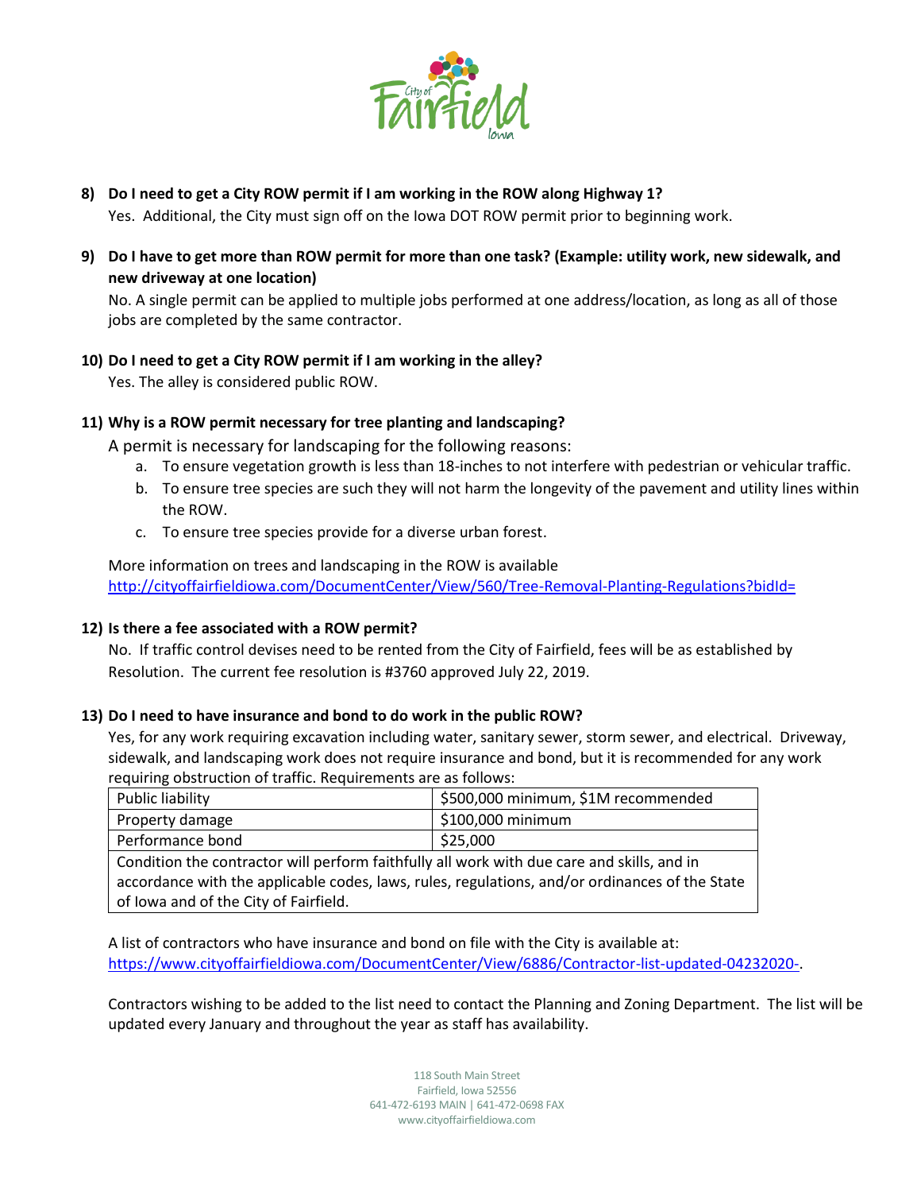8) **Do I need to get a City ROW permit if I am working in the ROW along Highway 1?**

Yes. Additional, the City must sign off on the Iowa DOT ROW permit prior to beginning work.

9) **Do I have to get more than ROW permit for more than one task? (Example: utility work, new sidewalk, and new driveway at one location)**

No. A single permit can be applied to multiple jobs performed at one address/location, as long as all of those jobs are completed by the same contractor.

10) **Do I need to get a City ROW permit if I am working in the alley?**

Yes. The alley is considered public ROW.

11) **Why is a ROW permit necessary for tree planting and landscaping?**

A permit is necessary for landscaping for the following reasons:

a. To ensure vegetation growth is less than 18-inches to not interfere with pedestrian or vehicular traffic.
b. To ensure tree species are such they will not harm the longevity of the pavement and utility lines within the ROW.
c. To ensure tree species provide for a diverse urban forest.

More information on trees and landscaping in the ROW is available
http://cityoffairfieldiowa.com/DocumentCenter/View/560/Tree-Removal-Planting-Regulations?bidId=

12) **Is there a fee associated with a ROW permit?**

No. If traffic control devises need to be rented from the City of Fairfield, fees will be as established by Resolution. The current fee resolution is #3760 approved July 22, 2019.

13) **Do I need to have insurance and bond to do work in the public ROW?**

Yes, for any work requiring excavation including water, sanitary sewer, storm sewer, and electrical. Driveway, sidewalk, and landscaping work does not require insurance and bond, but it is recommended for any work requiring obstruction of traffic. Requirements are as follows:

| | |
|---|---|
| Public liability | $500,000 minimum, $1M recommended |
| Property damage | $100,000 minimum |
| Performance bond | $25,000 |
| Condition the contractor will perform faithfully all work with due care and skills, and in accordance with the applicable codes, laws, rules, regulations, and/or ordinances of the State of Iowa and of the City of Fairfield. | |

A list of contractors who have insurance and bond on file with the City is available at:
https://www.cityoffairfieldiowa.com/DocumentCenter/View/6886/Contractor-list-updated-04232020-.

Contractors wishing to be added to the list need to contact the Planning and Zoning Department. The list will be updated every January and throughout the year as staff has availability.